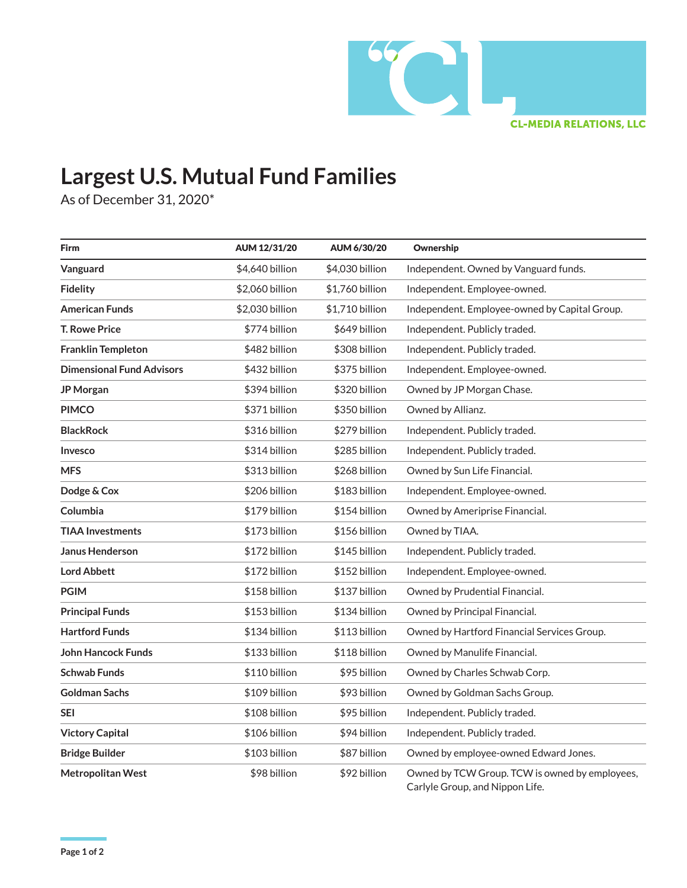CL-MEDIA RELATIONS, LLC

# Largest U.S. Mutual Fund Families

As of December 31, 2020*

| Firm | AUM 12/31/20 | AUM 6/30/20 | Ownership |
|---|---|---|---|
| **Vanguard** | $4,640 billion | $4,030 billion | Independent. Owned by Vanguard funds. |
| **Fidelity** | $2,060 billion | $1,760 billion | Independent. Employee-owned. |
| **American Funds** | $2,030 billion | $1,710 billion | Independent. Employee-owned by Capital Group. |
| **T. Rowe Price** | $774 billion | $649 billion | Independent. Publicly traded. |
| **Franklin Templeton** | $482 billion | $308 billion | Independent. Publicly traded. |
| **Dimensional Fund Advisors** | $432 billion | $375 billion | Independent. Employee-owned. |
| **JP Morgan** | $394 billion | $320 billion | Owned by JP Morgan Chase. |
| **PIMCO** | $371 billion | $350 billion | Owned by Allianz. |
| **BlackRock** | $316 billion | $279 billion | Independent. Publicly traded. |
| **Invesco** | $314 billion | $285 billion | Independent. Publicly traded. |
| **MFS** | $313 billion | $268 billion | Owned by Sun Life Financial. |
| **Dodge & Cox** | $206 billion | $183 billion | Independent. Employee-owned. |
| **Columbia** | $179 billion | $154 billion | Owned by Ameriprise Financial. |
| **TIAA Investments** | $173 billion | $156 billion | Owned by TIAA. |
| **Janus Henderson** | $172 billion | $145 billion | Independent. Publicly traded. |
| **Lord Abbett** | $172 billion | $152 billion | Independent. Employee-owned. |
| **PGIM** | $158 billion | $137 billion | Owned by Prudential Financial. |
| **Principal Funds** | $153 billion | $134 billion | Owned by Principal Financial. |
| **Hartford Funds** | $134 billion | $113 billion | Owned by Hartford Financial Services Group. |
| **John Hancock Funds** | $133 billion | $118 billion | Owned by Manulife Financial. |
| **Schwab Funds** | $110 billion | $95 billion | Owned by Charles Schwab Corp. |
| **Goldman Sachs** | $109 billion | $93 billion | Owned by Goldman Sachs Group. |
| **SEI** | $108 billion | $95 billion | Independent. Publicly traded. |
| **Victory Capital** | $106 billion | $94 billion | Independent. Publicly traded. |
| **Bridge Builder** | $103 billion | $87 billion | Owned by employee-owned Edward Jones. |
| **Metropolitan West** | $98 billion | $92 billion | Owned by TCW Group. TCW is owned by employees, Carlyle Group, and Nippon Life. |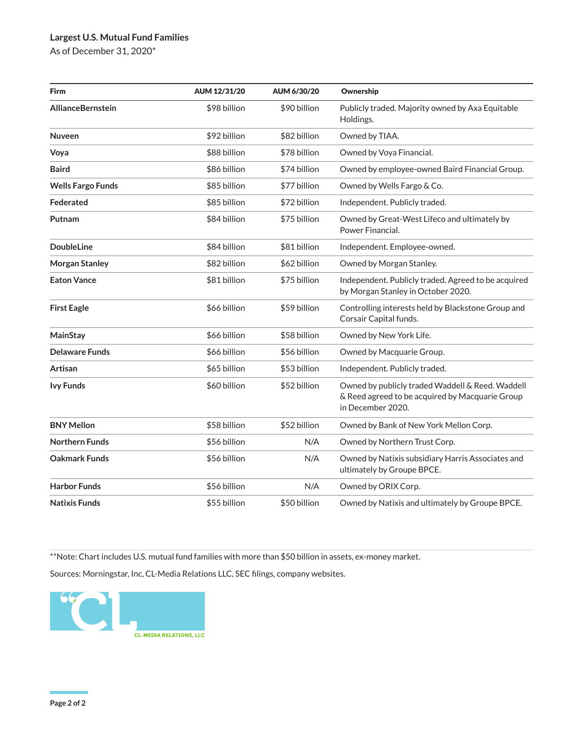**Largest U.S. Mutual Fund Families**

As of December 31, 2020*

| Firm | AUM 12/31/20 | AUM 6/30/20 | Ownership |
|---|---|---|---|
| **AllianceBernstein** | $98 billion | $90 billion | Publicly traded. Majority owned by Axa Equitable Holdings. |
| **Nuveen** | $92 billion | $82 billion | Owned by TIAA. |
| **Voya** | $88 billion | $78 billion | Owned by Voya Financial. |
| **Baird** | $86 billion | $74 billion | Owned by employee-owned Baird Financial Group. |
| **Wells Fargo Funds** | $85 billion | $77 billion | Owned by Wells Fargo & Co. |
| **Federated** | $85 billion | $72 billion | Independent. Publicly traded. |
| **Putnam** | $84 billion | $75 billion | Owned by Great-West Lifeco and ultimately by Power Financial. |
| **DoubleLine** | $84 billion | $81 billion | Independent. Employee-owned. |
| **Morgan Stanley** | $82 billion | $62 billion | Owned by Morgan Stanley. |
| **Eaton Vance** | $81 billion | $75 billion | Independent. Publicly traded. Agreed to be acquired by Morgan Stanley in October 2020. |
| **First Eagle** | $66 billion | $59 billion | Controlling interests held by Blackstone Group and Corsair Capital funds. |
| **MainStay** | $66 billion | $58 billion | Owned by New York Life. |
| **Delaware Funds** | $66 billion | $56 billion | Owned by Macquarie Group. |
| **Artisan** | $65 billion | $53 billion | Independent. Publicly traded. |
| **Ivy Funds** | $60 billion | $52 billion | Owned by publicly traded Waddell & Reed. Waddell & Reed agreed to be acquired by Macquarie Group in December 2020. |
| **BNY Mellon** | $58 billion | $52 billion | Owned by Bank of New York Mellon Corp. |
| **Northern Funds** | $56 billion | N/A | Owned by Northern Trust Corp. |
| **Oakmark Funds** | $56 billion | N/A | Owned by Natixis subsidiary Harris Associates and ultimately by Groupe BPCE. |
| **Harbor Funds** | $56 billion | N/A | Owned by ORIX Corp. |
| **Natixis Funds** | $55 billion | $50 billion | Owned by Natixis and ultimately by Groupe BPCE. |

**Note: Chart includes U.S. mutual fund families with more than $50 billion in assets, ex-money market.

Sources: Morningstar, Inc, CL-Media Relations LLC, SEC filings, company websites.

CL-MEDIA RELATIONS, LLC